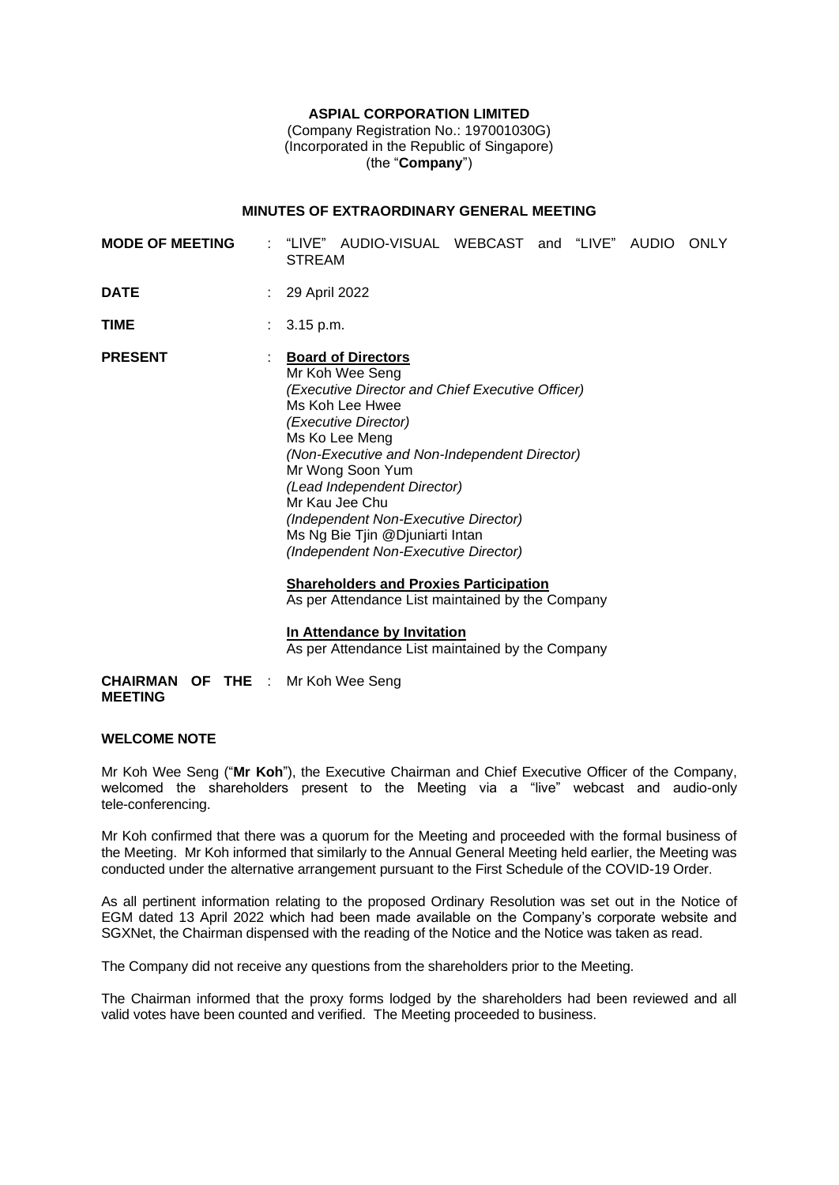**ASPIAL CORPORATION LIMITED**
(Company Registration No.: 197001030G)
(Incorporated in the Republic of Singapore)
(the "**Company**")

**MINUTES OF EXTRAORDINARY GENERAL MEETING**

| | | |
|---|---|---|
| **MODE OF MEETING** | : | "LIVE" AUDIO-VISUAL WEBCAST and "LIVE" AUDIO ONLY STREAM |
| **DATE** | : | 29 April 2022 |
| **TIME** | : | 3.15 p.m. |
| **PRESENT** | : | **Board of Directors**<br>Mr Koh Wee Seng<br>*(Executive Director and Chief Executive Officer)*<br>Ms Koh Lee Hwee<br>*(Executive Director)*<br>Ms Ko Lee Meng<br>*(Non-Executive and Non-Independent Director)*<br>Mr Wong Soon Yum<br>*(Lead Independent Director)*<br>Mr Kau Jee Chu<br>*(Independent Non-Executive Director)*<br>Ms Ng Bie Tjin @Djuniarti Intan<br>*(Independent Non-Executive Director)*<br><br>**Shareholders and Proxies Participation**<br>As per Attendance List maintained by the Company<br><br>**In Attendance by Invitation**<br>As per Attendance List maintained by the Company |
| **CHAIRMAN OF THE MEETING** | : | Mr Koh Wee Seng |

**WELCOME NOTE**

Mr Koh Wee Seng ("**Mr Koh**"), the Executive Chairman and Chief Executive Officer of the Company, welcomed the shareholders present to the Meeting via a "live" webcast and audio-only tele-conferencing.

Mr Koh confirmed that there was a quorum for the Meeting and proceeded with the formal business of the Meeting. Mr Koh informed that similarly to the Annual General Meeting held earlier, the Meeting was conducted under the alternative arrangement pursuant to the First Schedule of the COVID-19 Order.

As all pertinent information relating to the proposed Ordinary Resolution was set out in the Notice of EGM dated 13 April 2022 which had been made available on the Company's corporate website and SGXNet, the Chairman dispensed with the reading of the Notice and the Notice was taken as read.

The Company did not receive any questions from the shareholders prior to the Meeting.

The Chairman informed that the proxy forms lodged by the shareholders had been reviewed and all valid votes have been counted and verified. The Meeting proceeded to business.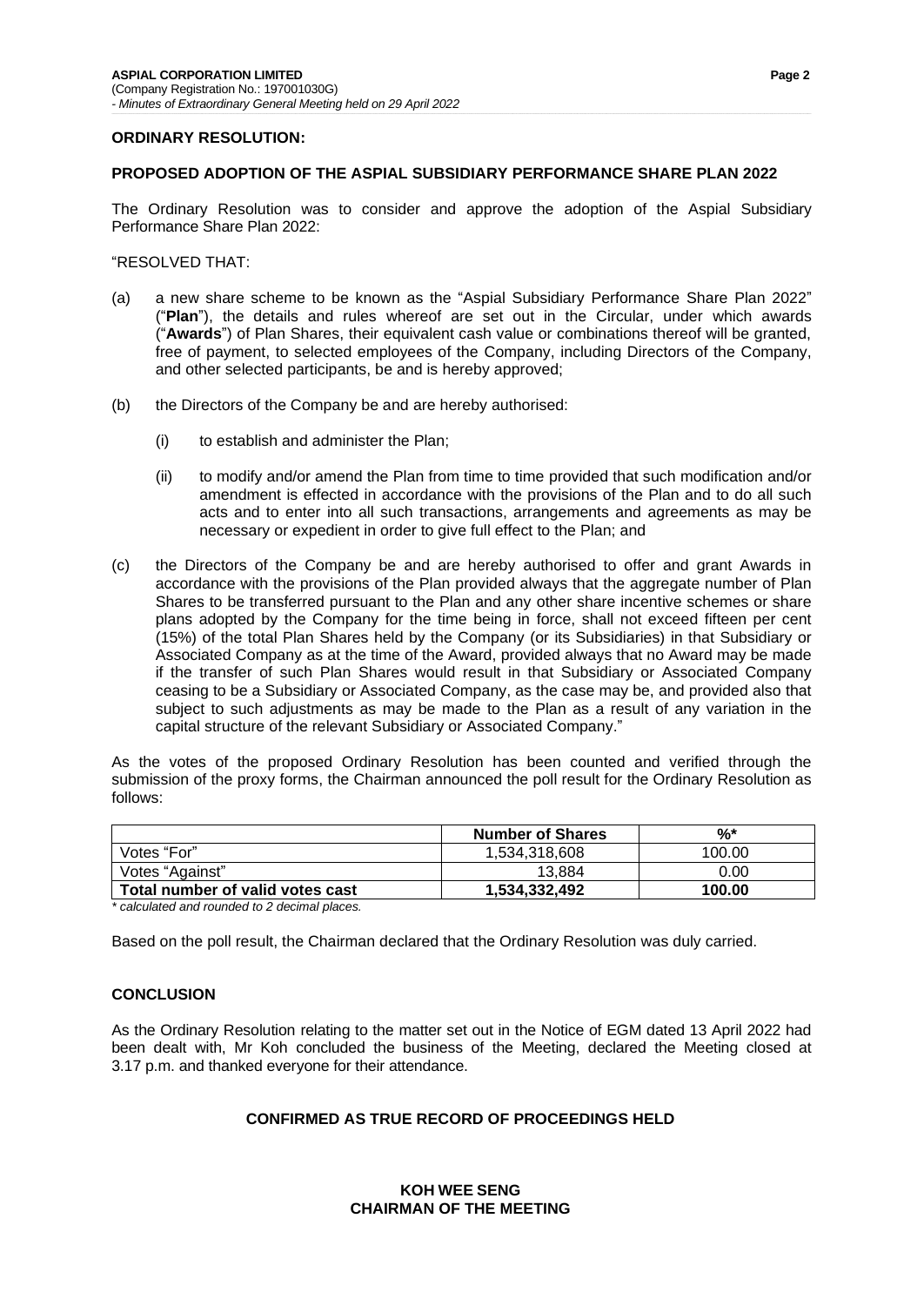**ORDINARY RESOLUTION:**

**PROPOSED ADOPTION OF THE ASPIAL SUBSIDIARY PERFORMANCE SHARE PLAN 2022**

The Ordinary Resolution was to consider and approve the adoption of the Aspial Subsidiary Performance Share Plan 2022:

"RESOLVED THAT:

(a) a new share scheme to be known as the "Aspial Subsidiary Performance Share Plan 2022" ("**Plan**"), the details and rules whereof are set out in the Circular, under which awards ("**Awards**") of Plan Shares, their equivalent cash value or combinations thereof will be granted, free of payment, to selected employees of the Company, including Directors of the Company, and other selected participants, be and is hereby approved;

(b) the Directors of the Company be and are hereby authorised:

   (i) to establish and administer the Plan;

   (ii) to modify and/or amend the Plan from time to time provided that such modification and/or amendment is effected in accordance with the provisions of the Plan and to do all such acts and to enter into all such transactions, arrangements and agreements as may be necessary or expedient in order to give full effect to the Plan; and

(c) the Directors of the Company be and are hereby authorised to offer and grant Awards in accordance with the provisions of the Plan provided always that the aggregate number of Plan Shares to be transferred pursuant to the Plan and any other share incentive schemes or share plans adopted by the Company for the time being in force, shall not exceed fifteen per cent (15%) of the total Plan Shares held by the Company (or its Subsidiaries) in that Subsidiary or Associated Company as at the time of the Award, provided always that no Award may be made if the transfer of such Plan Shares would result in that Subsidiary or Associated Company ceasing to be a Subsidiary or Associated Company, as the case may be, and provided also that subject to such adjustments as may be made to the Plan as a result of any variation in the capital structure of the relevant Subsidiary or Associated Company."

As the votes of the proposed Ordinary Resolution has been counted and verified through the submission of the proxy forms, the Chairman announced the poll result for the Ordinary Resolution as follows:

| | **Number of Shares** | **%*** |
|---|---|---|
| Votes "For" | 1,534,318,608 | 100.00 |
| Votes "Against" | 13,884 | 0.00 |
| **Total number of valid votes cast** | **1,534,332,492** | **100.00** |

*\* calculated and rounded to 2 decimal places.*

Based on the poll result, the Chairman declared that the Ordinary Resolution was duly carried.

**CONCLUSION**

As the Ordinary Resolution relating to the matter set out in the Notice of EGM dated 13 April 2022 had been dealt with, Mr Koh concluded the business of the Meeting, declared the Meeting closed at 3.17 p.m. and thanked everyone for their attendance.

**CONFIRMED AS TRUE RECORD OF PROCEEDINGS HELD**

**KOH WEE SENG**
**CHAIRMAN OF THE MEETING**